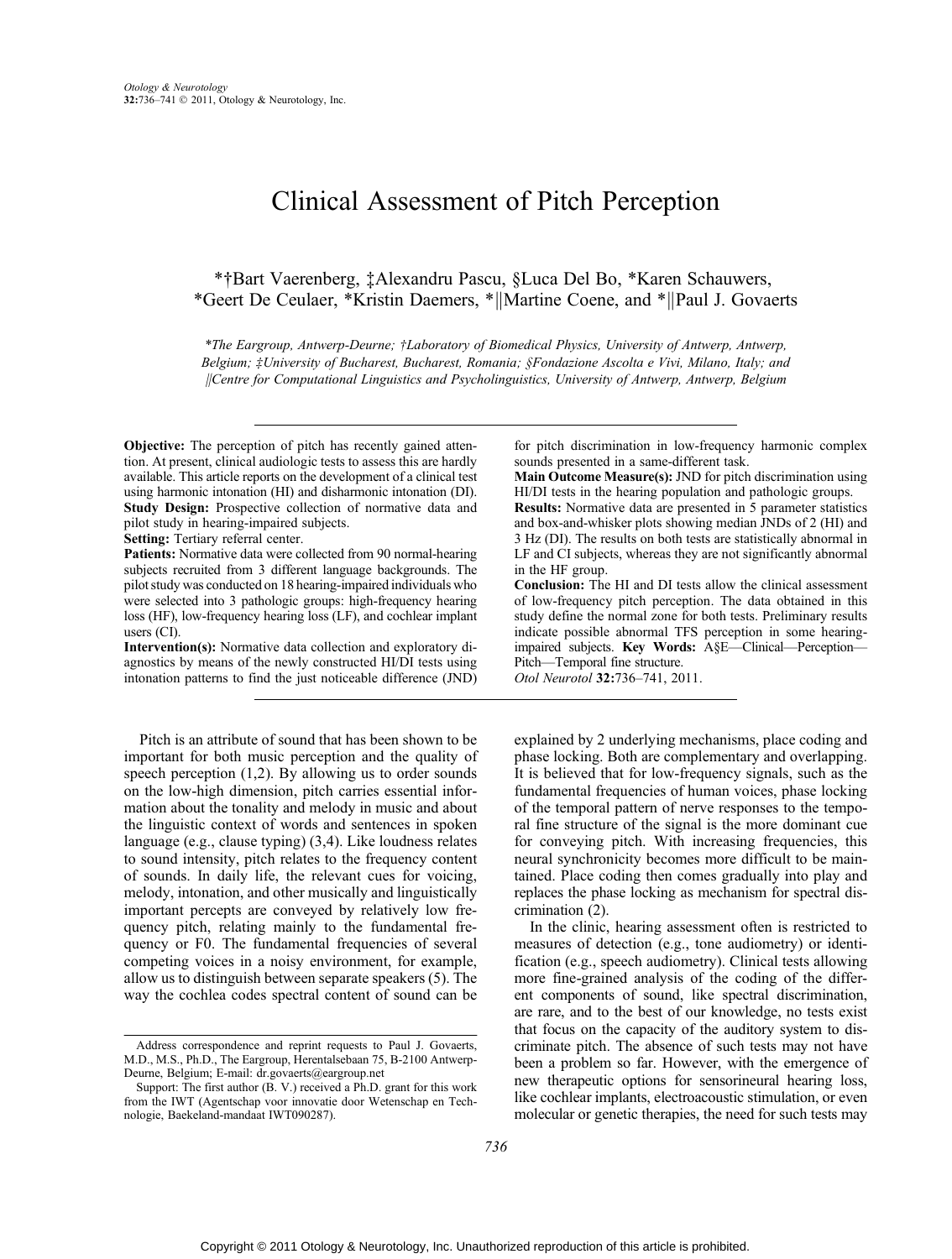# Clinical Assessment of Pitch Perception

*†Bart Vaerenberg, ‡Alexandru Pascu, §Luca Del Bo, *Karen Schauwers, *Geert De Ceulaer, *Kristin Daemers, *||Martine Coene, and *||Paul J. Govaerts

*\*The Eargroup, Antwerp-Deurne; †Laboratory of Biomedical Physics, University of Antwerp, Antwerp, Belgium; ‡University of Bucharest, Bucharest, Romania; §Fondazione Ascolta e Vivi, Milano, Italy; and ||Centre for Computational Linguistics and Psycholinguistics, University of Antwerp, Antwerp, Belgium*

**Objective:** The perception of pitch has recently gained attention. At present, clinical audiologic tests to assess this are hardly available. This article reports on the development of a clinical test using harmonic intonation (HI) and disharmonic intonation (DI).
**Study Design:** Prospective collection of normative data and pilot study in hearing-impaired subjects.
**Setting:** Tertiary referral center.
**Patients:** Normative data were collected from 90 normal-hearing subjects recruited from 3 different language backgrounds. The pilot study was conducted on 18 hearing-impaired individuals who were selected into 3 pathologic groups: high-frequency hearing loss (HF), low-frequency hearing loss (LF), and cochlear implant users (CI).
**Intervention(s):** Normative data collection and exploratory diagnostics by means of the newly constructed HI/DI tests using intonation patterns to find the just noticeable difference (JND) for pitch discrimination in low-frequency harmonic complex sounds presented in a same-different task.
**Main Outcome Measure(s):** JND for pitch discrimination using HI/DI tests in the hearing population and pathologic groups.
**Results:** Normative data are presented in 5 parameter statistics and box-and-whisker plots showing median JNDs of 2 (HI) and 3 Hz (DI). The results on both tests are statistically abnormal in LF and CI subjects, whereas they are not significantly abnormal in the HF group.
**Conclusion:** The HI and DI tests allow the clinical assessment of low-frequency pitch perception. The data obtained in this study define the normal zone for both tests. Preliminary results indicate possible abnormal TFS perception in some hearing-impaired subjects. **Key Words:** A§E—Clinical—Perception—Pitch—Temporal fine structure.
*Otol Neurotol* **32:**736–741, 2011.

Pitch is an attribute of sound that has been shown to be important for both music perception and the quality of speech perception (1,2). By allowing us to order sounds on the low-high dimension, pitch carries essential information about the tonality and melody in music and about the linguistic context of words and sentences in spoken language (e.g., clause typing) (3,4). Like loudness relates to sound intensity, pitch relates to the frequency content of sounds. In daily life, the relevant cues for voicing, melody, intonation, and other musically and linguistically important percepts are conveyed by relatively low frequency pitch, relating mainly to the fundamental frequency or F0. The fundamental frequencies of several competing voices in a noisy environment, for example, allow us to distinguish between separate speakers (5). The way the cochlea codes spectral content of sound can be explained by 2 underlying mechanisms, place coding and phase locking. Both are complementary and overlapping. It is believed that for low-frequency signals, such as the fundamental frequencies of human voices, phase locking of the temporal pattern of nerve responses to the temporal fine structure of the signal is the more dominant cue for conveying pitch. With increasing frequencies, this neural synchronicity becomes more difficult to be maintained. Place coding then comes gradually into play and replaces the phase locking as mechanism for spectral discrimination (2).

In the clinic, hearing assessment often is restricted to measures of detection (e.g., tone audiometry) or identification (e.g., speech audiometry). Clinical tests allowing more fine-grained analysis of the coding of the different components of sound, like spectral discrimination, are rare, and to the best of our knowledge, no tests exist that focus on the capacity of the auditory system to discriminate pitch. The absence of such tests may not have been a problem so far. However, with the emergence of new therapeutic options for sensorineural hearing loss, like cochlear implants, electroacoustic stimulation, or even molecular or genetic therapies, the need for such tests may

Address correspondence and reprint requests to Paul J. Govaerts, M.D., M.S., Ph.D., The Eargroup, Herentalsebaan 75, B-2100 Antwerp-Deurne, Belgium; E-mail: dr.govaerts@eargroup.net

Support: The first author (B. V.) received a Ph.D. grant for this work from the IWT (Agentschap voor innovatie door Wetenschap en Technologie, Baekeland-mandaat IWT090287).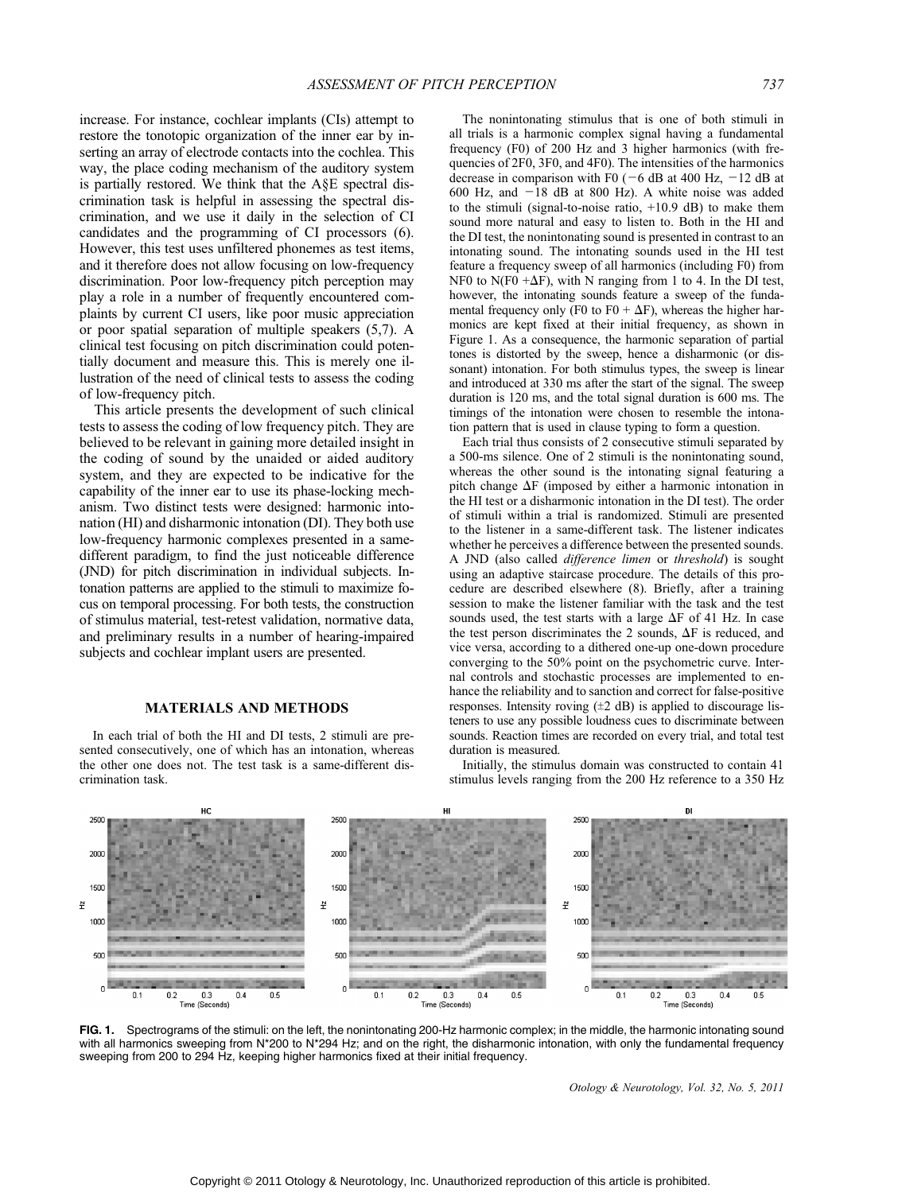increase. For instance, cochlear implants (CIs) attempt to restore the tonotopic organization of the inner ear by inserting an array of electrode contacts into the cochlea. This way, the place coding mechanism of the auditory system is partially restored. We think that the A§E spectral discrimination task is helpful in assessing the spectral discrimination, and we use it daily in the selection of CI candidates and the programming of CI processors (6). However, this test uses unfiltered phonemes as test items, and it therefore does not allow focusing on low-frequency discrimination. Poor low-frequency pitch perception may play a role in a number of frequently encountered complaints by current CI users, like poor music appreciation or poor spatial separation of multiple speakers (5,7). A clinical test focusing on pitch discrimination could potentially document and measure this. This is merely one illustration of the need of clinical tests to assess the coding of low-frequency pitch.

This article presents the development of such clinical tests to assess the coding of low frequency pitch. They are believed to be relevant in gaining more detailed insight in the coding of sound by the unaided or aided auditory system, and they are expected to be indicative for the capability of the inner ear to use its phase-locking mechanism. Two distinct tests were designed: harmonic intonation (HI) and disharmonic intonation (DI). They both use low-frequency harmonic complexes presented in a same-different paradigm, to find the just noticeable difference (JND) for pitch discrimination in individual subjects. Intonation patterns are applied to the stimuli to maximize focus on temporal processing. For both tests, the construction of stimulus material, test-retest validation, normative data, and preliminary results in a number of hearing-impaired subjects and cochlear implant users are presented.

## MATERIALS AND METHODS

In each trial of both the HI and DI tests, 2 stimuli are presented consecutively, one of which has an intonation, whereas the other one does not. The test task is a same-different discrimination task.

The nonintonating stimulus that is one of both stimuli in all trials is a harmonic complex signal having a fundamental frequency (F0) of 200 Hz and 3 higher harmonics (with frequencies of 2F0, 3F0, and 4F0). The intensities of the harmonics decrease in comparison with F0 (−6 dB at 400 Hz, −12 dB at 600 Hz, and −18 dB at 800 Hz). A white noise was added to the stimuli (signal-to-noise ratio, +10.9 dB) to make them sound more natural and easy to listen to. Both in the HI and the DI test, the nonintonating sound is presented in contrast to an intonating sound. The intonating sounds used in the HI test feature a frequency sweep of all harmonics (including F0) from NF0 to N(F0 +ΔF), with N ranging from 1 to 4. In the DI test, however, the intonating sounds feature a sweep of the fundamental frequency only (F0 to F0 + ΔF), whereas the higher harmonics are kept fixed at their initial frequency, as shown in Figure 1. As a consequence, the harmonic separation of partial tones is distorted by the sweep, hence a disharmonic (or dissonant) intonation. For both stimulus types, the sweep is linear and introduced at 330 ms after the start of the signal. The sweep duration is 120 ms, and the total signal duration is 600 ms. The timings of the intonation were chosen to resemble the intonation pattern that is used in clause typing to form a question.

Each trial thus consists of 2 consecutive stimuli separated by a 500-ms silence. One of 2 stimuli is the nonintonating sound, whereas the other sound is the intonating signal featuring a pitch change ΔF (imposed by either a harmonic intonation in the HI test or a disharmonic intonation in the DI test). The order of stimuli within a trial is randomized. Stimuli are presented to the listener in a same-different task. The listener indicates whether he perceives a difference between the presented sounds. A JND (also called *difference limen* or *threshold*) is sought using an adaptive staircase procedure. The details of this procedure are described elsewhere (8). Briefly, after a training session to make the listener familiar with the task and the test sounds used, the test starts with a large ΔF of 41 Hz. In case the test person discriminates the 2 sounds, ΔF is reduced, and vice versa, according to a dithered one-up one-down procedure converging to the 50% point on the psychometric curve. Internal controls and stochastic processes are implemented to enhance the reliability and to sanction and correct for false-positive responses. Intensity roving (±2 dB) is applied to discourage listeners to use any possible loudness cues to discriminate between sounds. Reaction times are recorded on every trial, and total test duration is measured.

Initially, the stimulus domain was constructed to contain 41 stimulus levels ranging from the 200 Hz reference to a 350 Hz

HC
HI
DI
2500
2000
1500
1000
500
0
Hz
0.1 0.2 0.3 0.4 0.5
Time (Seconds)

**FIG. 1.** Spectrograms of the stimuli: on the left, the nonintonating 200-Hz harmonic complex; in the middle, the harmonic intonating sound with all harmonics sweeping from N*200 to N*294 Hz; and on the right, the disharmonic intonation, with only the fundamental frequency sweeping from 200 to 294 Hz, keeping higher harmonics fixed at their initial frequency.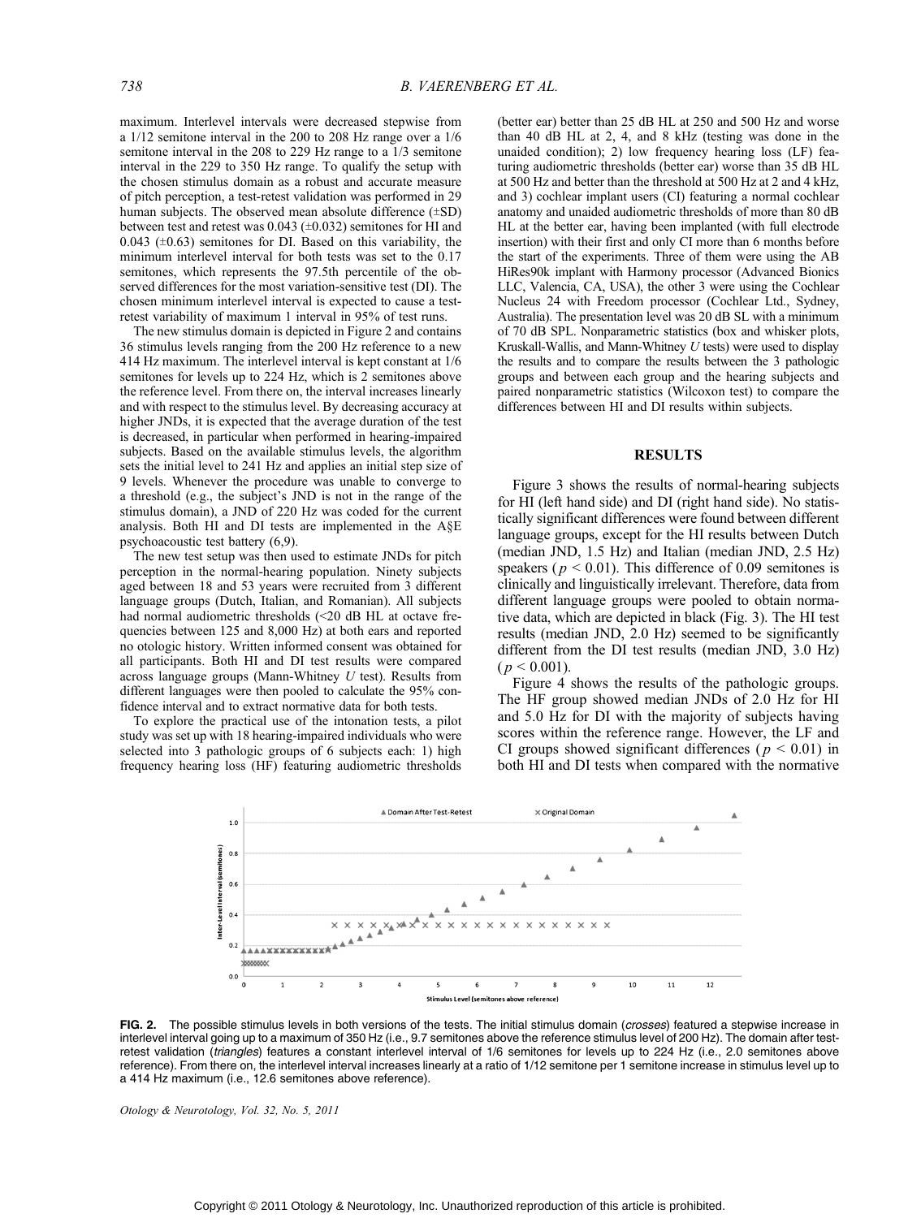maximum. Interlevel intervals were decreased stepwise from a 1/12 semitone interval in the 200 to 208 Hz range over a 1/6 semitone interval in the 208 to 229 Hz range to a 1/3 semitone interval in the 229 to 350 Hz range. To qualify the setup with the chosen stimulus domain as a robust and accurate measure of pitch perception, a test-retest validation was performed in 29 human subjects. The observed mean absolute difference (±SD) between test and retest was 0.043 (±0.032) semitones for HI and 0.043 (±0.63) semitones for DI. Based on this variability, the minimum interlevel interval for both tests was set to the 0.17 semitones, which represents the 97.5th percentile of the observed differences for the most variation-sensitive test (DI). The chosen minimum interlevel interval is expected to cause a test-retest variability of maximum 1 interval in 95% of test runs.

The new stimulus domain is depicted in Figure 2 and contains 36 stimulus levels ranging from the 200 Hz reference to a new 414 Hz maximum. The interlevel interval is kept constant at 1/6 semitones for levels up to 224 Hz, which is 2 semitones above the reference level. From there on, the interval increases linearly and with respect to the stimulus level. By decreasing accuracy at higher JNDs, it is expected that the average duration of the test is decreased, in particular when performed in hearing-impaired subjects. Based on the available stimulus levels, the algorithm sets the initial level to 241 Hz and applies an initial step size of 9 levels. Whenever the procedure was unable to converge to a threshold (e.g., the subject's JND is not in the range of the stimulus domain), a JND of 220 Hz was coded for the current analysis. Both HI and DI tests are implemented in the A§E psychoacoustic test battery (6,9).

The new test setup was then used to estimate JNDs for pitch perception in the normal-hearing population. Ninety subjects aged between 18 and 53 years were recruited from 3 different language groups (Dutch, Italian, and Romanian). All subjects had normal audiometric thresholds (<20 dB HL at octave frequencies between 125 and 8,000 Hz) at both ears and reported no otologic history. Written informed consent was obtained for all participants. Both HI and DI test results were compared across language groups (Mann-Whitney *U* test). Results from different languages were then pooled to calculate the 95% confidence interval and to extract normative data for both tests.

To explore the practical use of the intonation tests, a pilot study was set up with 18 hearing-impaired individuals who were selected into 3 pathologic groups of 6 subjects each: 1) high frequency hearing loss (HF) featuring audiometric thresholds (better ear) better than 25 dB HL at 250 and 500 Hz and worse than 40 dB HL at 2, 4, and 8 kHz (testing was done in the unaided condition); 2) low frequency hearing loss (LF) featuring audiometric thresholds (better ear) worse than 35 dB HL at 500 Hz and better than the threshold at 500 Hz at 2 and 4 kHz, and 3) cochlear implant users (CI) featuring a normal cochlear anatomy and unaided audiometric thresholds of more than 80 dB HL at the better ear, having been implanted (with full electrode insertion) with their first and only CI more than 6 months before the start of the experiments. Three of them were using the AB HiRes90k implant with Harmony processor (Advanced Bionics LLC, Valencia, CA, USA), the other 3 were using the Cochlear Nucleus 24 with Freedom processor (Cochlear Ltd., Sydney, Australia). The presentation level was 20 dB SL with a minimum of 70 dB SPL. Nonparametric statistics (box and whisker plots, Kruskall-Wallis, and Mann-Whitney *U* tests) were used to display the results and to compare the results between the 3 pathologic groups and between each group and the hearing subjects and paired nonparametric statistics (Wilcoxon test) to compare the differences between HI and DI results within subjects.

## RESULTS

Figure 3 shows the results of normal-hearing subjects for HI (left hand side) and DI (right hand side). No statistically significant differences were found between different language groups, except for the HI results between Dutch (median JND, 1.5 Hz) and Italian (median JND, 2.5 Hz) speakers ($p < 0.01$). This difference of 0.09 semitones is clinically and linguistically irrelevant. Therefore, data from different language groups were pooled to obtain normative data, which are depicted in black (Fig. 3). The HI test results (median JND, 2.0 Hz) seemed to be significantly different from the DI test results (median JND, 3.0 Hz) ($p < 0.001$).

Figure 4 shows the results of the pathologic groups. The HF group showed median JNDs of 2.0 Hz for HI and 5.0 Hz for DI with the majority of subjects having scores within the reference range. However, the LF and CI groups showed significant differences ($p < 0.01$) in both HI and DI tests when compared with the normative

**FIG. 2.** The possible stimulus levels in both versions of the tests. The initial stimulus domain (*crosses*) featured a stepwise increase in interlevel interval going up to a maximum of 350 Hz (i.e., 9.7 semitones above the reference stimulus level of 200 Hz). The domain after test-retest validation (*triangles*) features a constant interlevel interval of 1/6 semitones for levels up to 224 Hz (i.e., 2.0 semitones above reference). From there on, the interlevel interval increases linearly at a ratio of 1/12 semitone per 1 semitone increase in stimulus level up to a 414 Hz maximum (i.e., 12.6 semitones above reference).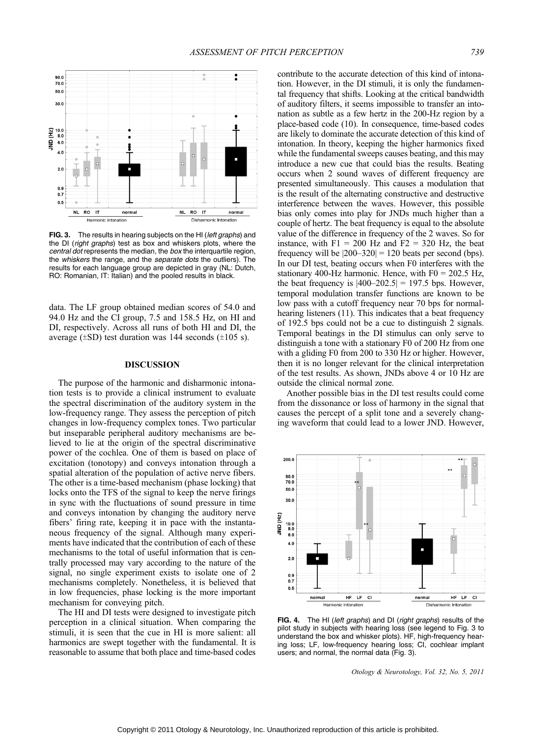FIG. 3. The results in hearing subjects on the HI (*left graphs*) and the DI (*right graphs*) test as box and whiskers plots, where the *central dot* represents the median, the *box* the interquartile region, the *whiskers* the range, and the *separate dots* the outliers). The results for each language group are depicted in gray (NL: Dutch, RO: Romanian, IT: Italian) and the pooled results in black.

data. The LF group obtained median scores of 54.0 and 94.0 Hz and the CI group, 7.5 and 158.5 Hz, on HI and DI, respectively. Across all runs of both HI and DI, the average (±SD) test duration was 144 seconds (±105 s).

## DISCUSSION

The purpose of the harmonic and disharmonic intonation tests is to provide a clinical instrument to evaluate the spectral discrimination of the auditory system in the low-frequency range. They assess the perception of pitch changes in low-frequency complex tones. Two particular but inseparable peripheral auditory mechanisms are believed to lie at the origin of the spectral discriminative power of the cochlea. One of them is based on place of excitation (tonotopy) and conveys intonation through a spatial alteration of the population of active nerve fibers. The other is a time-based mechanism (phase locking) that locks onto the TFS of the signal to keep the nerve firings in sync with the fluctuations of sound pressure in time and conveys intonation by changing the auditory nerve fibers' firing rate, keeping it in pace with the instantaneous frequency of the signal. Although many experiments have indicated that the contribution of each of these mechanisms to the total of useful information that is centrally processed may vary according to the nature of the signal, no single experiment exists to isolate one of 2 mechanisms completely. Nonetheless, it is believed that in low frequencies, phase locking is the more important mechanism for conveying pitch.

The HI and DI tests were designed to investigate pitch perception in a clinical situation. When comparing the stimuli, it is seen that the cue in HI is more salient: all harmonics are swept together with the fundamental. It is reasonable to assume that both place and time-based codes contribute to the accurate detection of this kind of intonation. However, in the DI stimuli, it is only the fundamental frequency that shifts. Looking at the critical bandwidth of auditory filters, it seems impossible to transfer an intonation as subtle as a few hertz in the 200-Hz region by a place-based code (10). In consequence, time-based codes are likely to dominate the accurate detection of this kind of intonation. In theory, keeping the higher harmonics fixed while the fundamental sweeps causes beating, and this may introduce a new cue that could bias the results. Beating occurs when 2 sound waves of different frequency are presented simultaneously. This causes a modulation that is the result of the alternating constructive and destructive interference between the waves. However, this possible bias only comes into play for JNDs much higher than a couple of hertz. The beat frequency is equal to the absolute value of the difference in frequency of the 2 waves. So for instance, with $F1 = 200$ Hz and $F2 = 320$ Hz, the beat frequency will be $|200–320| = 120$ beats per second (bps). In our DI test, beating occurs when F0 interferes with the stationary 400-Hz harmonic. Hence, with $F0 = 202.5$ Hz, the beat frequency is $|400–202.5| = 197.5$ bps. However, temporal modulation transfer functions are known to be low pass with a cutoff frequency near 70 bps for normal-hearing listeners (11). This indicates that a beat frequency of 192.5 bps could not be a cue to distinguish 2 signals. Temporal beatings in the DI stimulus can only serve to distinguish a tone with a stationary F0 of 200 Hz from one with a gliding F0 from 200 to 330 Hz or higher. However, then it is no longer relevant for the clinical interpretation of the test results. As shown, JNDs above 4 or 10 Hz are outside the clinical normal zone.

Another possible bias in the DI test results could come from the dissonance or loss of harmony in the signal that causes the percept of a split tone and a severely changing waveform that could lead to a lower JND. However,

FIG. 4. The HI (*left graphs*) and DI (*right graphs*) results of the pilot study in subjects with hearing loss (see legend to Fig. 3 to understand the box and whisker plots). HF, high-frequency hearing loss; LF, low-frequency hearing loss; CI, cochlear implant users; and normal, the normal data (Fig. 3).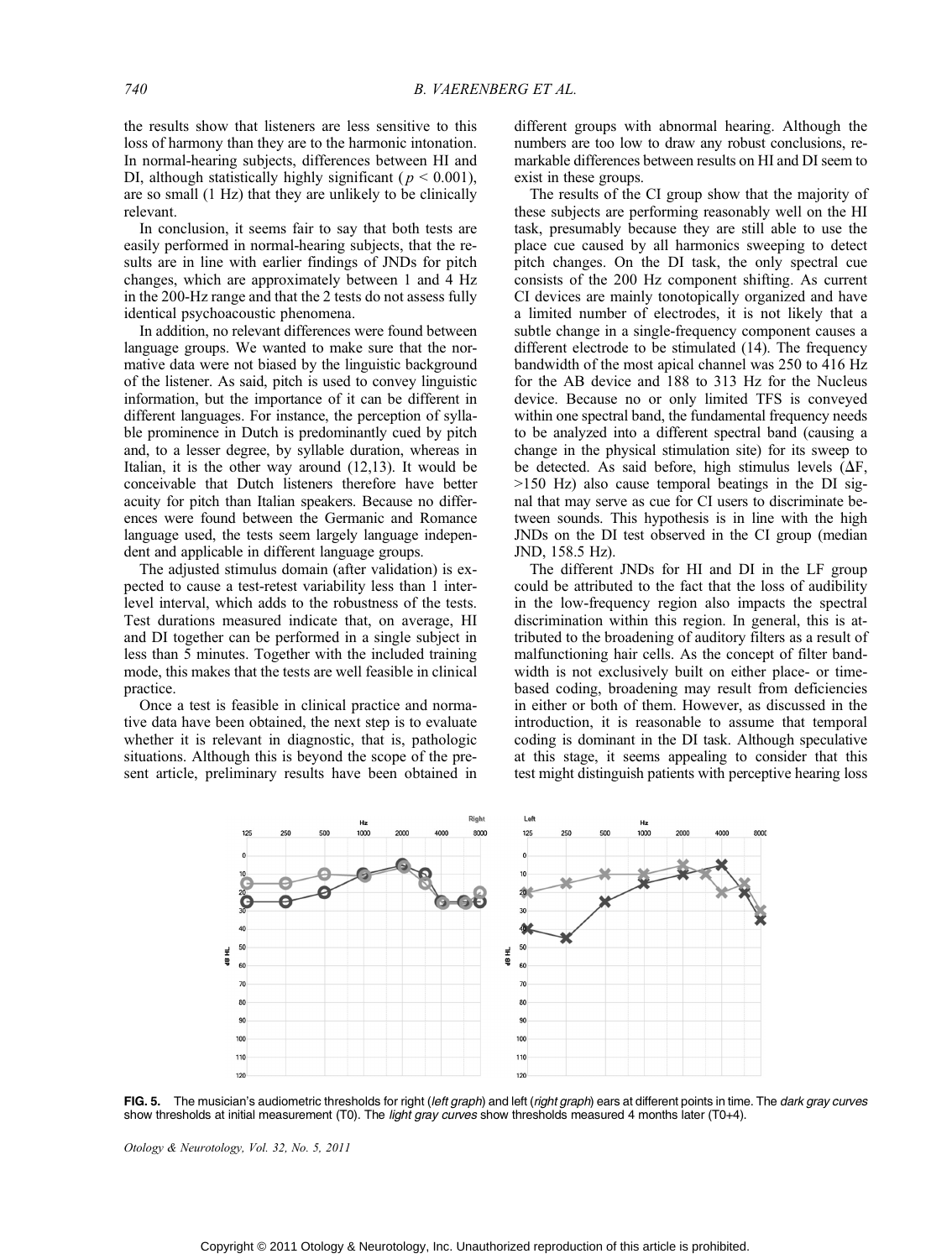the results show that listeners are less sensitive to this loss of harmony than they are to the harmonic intonation. In normal-hearing subjects, differences between HI and DI, although statistically highly significant ($p < 0.001$), are so small (1 Hz) that they are unlikely to be clinically relevant.

In conclusion, it seems fair to say that both tests are easily performed in normal-hearing subjects, that the results are in line with earlier findings of JNDs for pitch changes, which are approximately between 1 and 4 Hz in the 200-Hz range and that the 2 tests do not assess fully identical psychoacoustic phenomena.

In addition, no relevant differences were found between language groups. We wanted to make sure that the normative data were not biased by the linguistic background of the listener. As said, pitch is used to convey linguistic information, but the importance of it can be different in different languages. For instance, the perception of syllable prominence in Dutch is predominantly cued by pitch and, to a lesser degree, by syllable duration, whereas in Italian, it is the other way around (12,13). It would be conceivable that Dutch listeners therefore have better acuity for pitch than Italian speakers. Because no differences were found between the Germanic and Romance language used, the tests seem largely language independent and applicable in different language groups.

The adjusted stimulus domain (after validation) is expected to cause a test-retest variability less than 1 interlevel interval, which adds to the robustness of the tests. Test durations measured indicate that, on average, HI and DI together can be performed in a single subject in less than 5 minutes. Together with the included training mode, this makes that the tests are well feasible in clinical practice.

Once a test is feasible in clinical practice and normative data have been obtained, the next step is to evaluate whether it is relevant in diagnostic, that is, pathologic situations. Although this is beyond the scope of the present article, preliminary results have been obtained in different groups with abnormal hearing. Although the numbers are too low to draw any robust conclusions, remarkable differences between results on HI and DI seem to exist in these groups.

The results of the CI group show that the majority of these subjects are performing reasonably well on the HI task, presumably because they are still able to use the place cue caused by all harmonics sweeping to detect pitch changes. On the DI task, the only spectral cue consists of the 200 Hz component shifting. As current CI devices are mainly tonotopically organized and have a limited number of electrodes, it is not likely that a subtle change in a single-frequency component causes a different electrode to be stimulated (14). The frequency bandwidth of the most apical channel was 250 to 416 Hz for the AB device and 188 to 313 Hz for the Nucleus device. Because no or only limited TFS is conveyed within one spectral band, the fundamental frequency needs to be analyzed into a different spectral band (causing a change in the physical stimulation site) for its sweep to be detected. As said before, high stimulus levels ($\Delta$F, >150 Hz) also cause temporal beatings in the DI signal that may serve as cue for CI users to discriminate between sounds. This hypothesis is in line with the high JNDs on the DI test observed in the CI group (median JND, 158.5 Hz).

The different JNDs for HI and DI in the LF group could be attributed to the fact that the loss of audibility in the low-frequency region also impacts the spectral discrimination within this region. In general, this is attributed to the broadening of auditory filters as a result of malfunctioning hair cells. As the concept of filter bandwidth is not exclusively built on either place- or time-based coding, broadening may result from deficiencies in either or both of them. However, as discussed in the introduction, it is reasonable to assume that temporal coding is dominant in the DI task. Although speculative at this stage, it seems appealing to consider that this test might distinguish patients with perceptive hearing loss

**FIG. 5.** The musician's audiometric thresholds for right (*left graph*) and left (*right graph*) ears at different points in time. The *dark gray curves* show thresholds at initial measurement (T0). The *light gray curves* show thresholds measured 4 months later (T0+4).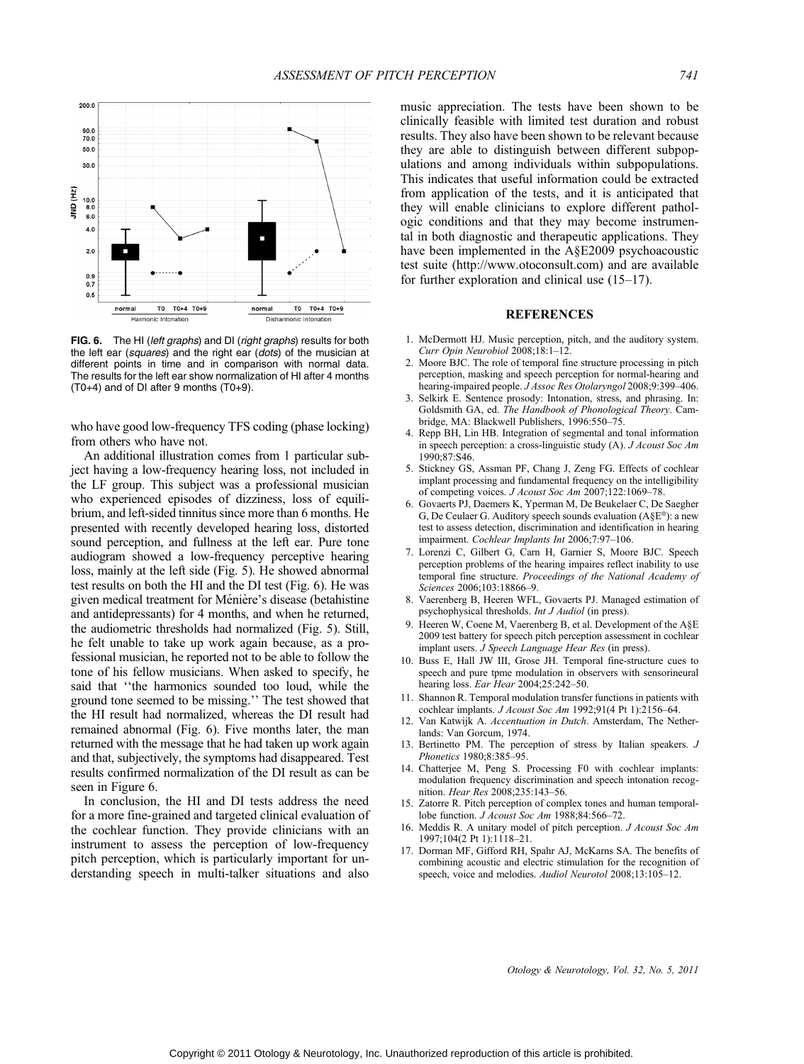200.0

90.0
70.0
50.0

30.0

JND (Hz)

10.0
8.0
6.0

4.0

2.0

0.9
0.7
0.5

normal T0 T0+4 T0+9

Harmonic Intonation

normal T0 T0+4 T0+9

Disharmonic Intonation

**FIG. 6.** The HI (*left graphs*) and DI (*right graphs*) results for both the left ear (*squares*) and the right ear (*dots*) of the musician at different points in time and in comparison with normal data. The results for the left ear show normalization of HI after 4 months (T0+4) and of DI after 9 months (T0+9).

who have good low-frequency TFS coding (phase locking) from others who have not.

An additional illustration comes from 1 particular subject having a low-frequency hearing loss, not included in the LF group. This subject was a professional musician who experienced episodes of dizziness, loss of equilibrium, and left-sided tinnitus since more than 6 months. He presented with recently developed hearing loss, distorted sound perception, and fullness at the left ear. Pure tone audiogram showed a low-frequency perceptive hearing loss, mainly at the left side (Fig. 5). He showed abnormal test results on both the HI and the DI test (Fig. 6). He was given medical treatment for Ménière's disease (betahistine and antidepressants) for 4 months, and when he returned, the audiometric thresholds had normalized (Fig. 5). Still, he felt unable to take up work again because, as a professional musician, he reported not to be able to follow the tone of his fellow musicians. When asked to specify, he said that ''the harmonics sounded too loud, while the ground tone seemed to be missing.'' The test showed that the HI result had normalized, whereas the DI result had remained abnormal (Fig. 6). Five months later, the man returned with the message that he had taken up work again and that, subjectively, the symptoms had disappeared. Test results confirmed normalization of the DI result as can be seen in Figure 6.

In conclusion, the HI and DI tests address the need for a more fine-grained and targeted clinical evaluation of the cochlear function. They provide clinicians with an instrument to assess the perception of low-frequency pitch perception, which is particularly important for understanding speech in multi-talker situations and also music appreciation. The tests have been shown to be clinically feasible with limited test duration and robust results. They also have been shown to be relevant because they are able to distinguish between different subpopulations and among individuals within subpopulations. This indicates that useful information could be extracted from application of the tests, and it is anticipated that they will enable clinicians to explore different pathologic conditions and that they may become instrumental in both diagnostic and therapeutic applications. They have been implemented in the A§E2009 psychoacoustic test suite (http://www.otoconsult.com) and are available for further exploration and clinical use (15–17).

## REFERENCES

1. McDermott HJ. Music perception, pitch, and the auditory system. *Curr Opin Neurobiol* 2008;18:1–12.
2. Moore BJC. The role of temporal fine structure processing in pitch perception, masking and speech perception for normal-hearing and hearing-impaired people. *J Assoc Res Otolaryngol* 2008;9:399–406.
3. Selkirk E. Sentence prosody: Intonation, stress, and phrasing. In: Goldsmith GA, ed. *The Handbook of Phonological Theory*. Cambridge, MA: Blackwell Publishers, 1996:550–75.
4. Repp BH, Lin HB. Integration of segmental and tonal information in speech perception: a cross-linguistic study (A). *J Acoust Soc Am* 1990;87:S46.
5. Stickney GS, Assman PF, Chang J, Zeng FG. Effects of cochlear implant processing and fundamental frequency on the intelligibility of competing voices. *J Acoust Soc Am* 2007;122:1069–78.
6. Govaerts PJ, Daemers K, Yperman M, De Beukelaer C, De Saegher G, De Ceulaer G. Auditory speech sounds evaluation (A§E®): a new test to assess detection, discrimination and identification in hearing impairment. *Cochlear Implants Int* 2006;7:97–106.
7. Lorenzi C, Gilbert G, Carn H, Garnier S, Moore BJC. Speech perception problems of the hearing impaires reflect inability to use temporal fine structure. *Proceedings of the National Academy of Sciences* 2006;103:18866–9.
8. Vaerenberg B, Heeren WFL, Govaerts PJ. Managed estimation of psychophysical thresholds. *Int J Audiol* (in press).
9. Heeren W, Coene M, Vaerenberg B, et al. Development of the A§E 2009 test battery for speech pitch perception assessment in cochlear implant users. *J Speech Language Hear Res* (in press).
10. Buss E, Hall JW III, Grose JH. Temporal fine-structure cues to speech and pure tpme modulation in observers with sensorineural hearing loss. *Ear Hear* 2004;25:242–50.
11. Shannon R. Temporal modulation transfer functions in patients with cochlear implants. *J Acoust Soc Am* 1992;91(4 Pt 1):2156–64.
12. Van Katwijk A. *Accentuation in Dutch*. Amsterdam, The Netherlands: Van Gorcum, 1974.
13. Bertinetto PM. The perception of stress by Italian speakers. *J Phonetics* 1980;8:385–95.
14. Chatterjee M, Peng S. Processing F0 with cochlear implants: modulation frequency discrimination and speech intonation recognition. *Hear Res* 2008;235:143–56.
15. Zatorre R. Pitch perception of complex tones and human temporal-lobe function. *J Acoust Soc Am* 1988;84:566–72.
16. Meddis R. A unitary model of pitch perception. *J Acoust Soc Am* 1997;104(2 Pt 1):1118–21.
17. Dorman MF, Gifford RH, Spahr AJ, McKarns SA. The benefits of combining acoustic and electric stimulation for the recognition of speech, voice and melodies. *Audiol Neurotol* 2008;13:105–12.